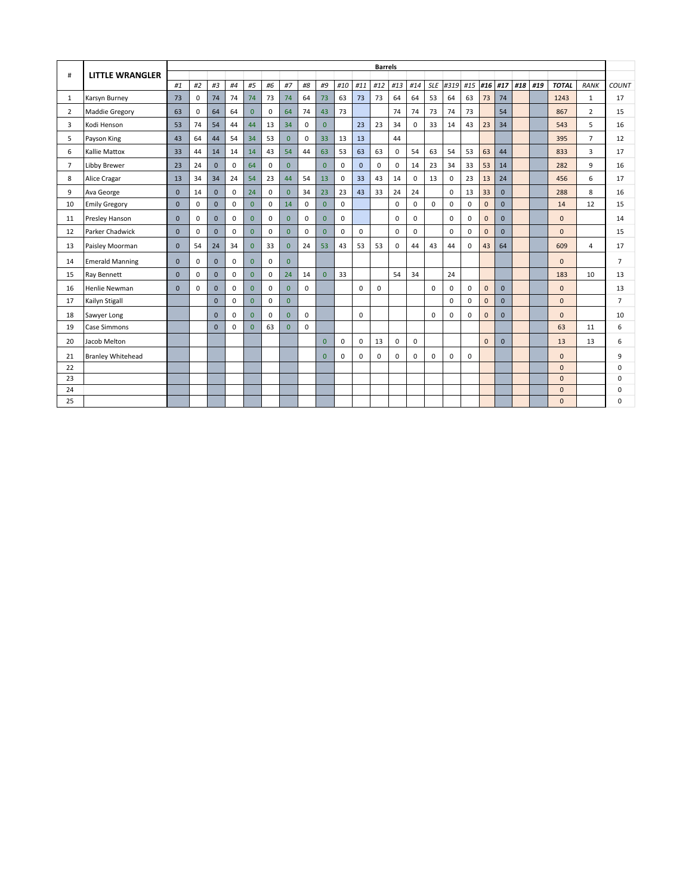| # | LITTLE WRANGLER | | | | | | | | | | | | Barrels | | | | | | | | | | | | |
|---|---|---|---|---|---|---|---|---|---|---|---|---|---|---|---|---|---|---|---|---|---|---|---|---|---|
| | | #1 | #2 | #3 | #4 | #5 | #6 | #7 | #8 | #9 | #10 | #11 | #12 | #13 | #14 | SLE | #319 | #15 | #16 | #17 | #18 | #19 | TOTAL | RANK | COUNT |
| 1 | Karsyn Burney | 73 | 0 | 74 | 74 | 74 | 73 | 74 | 64 | 73 | 63 | 73 | 73 | 64 | 64 | 53 | 64 | 63 | 73 | 74 | | | 1243 | 1 | 17 |
| 2 | Maddie Gregory | 63 | 0 | 64 | 64 | 0 | 0 | 64 | 74 | 43 | 73 | | | 74 | 74 | 73 | 74 | 73 | | 54 | | | 867 | 2 | 15 |
| 3 | Kodi Henson | 53 | 74 | 54 | 44 | 44 | 13 | 34 | 0 | 0 | | 23 | 23 | 34 | 0 | 33 | 14 | 43 | 23 | 34 | | | 543 | 5 | 16 |
| 5 | Payson King | 43 | 64 | 44 | 54 | 34 | 53 | 0 | 0 | 33 | 13 | 13 | | 44 | | | | | | | | | 395 | 7 | 12 |
| 6 | Kallie Mattox | 33 | 44 | 14 | 14 | 14 | 43 | 54 | 44 | 63 | 53 | 63 | 63 | 0 | 54 | 63 | 54 | 53 | 63 | 44 | | | 833 | 3 | 17 |
| 7 | Libby Brewer | 23 | 24 | 0 | 0 | 64 | 0 | 0 | | 0 | 0 | 0 | 0 | 0 | 14 | 23 | 34 | 33 | 53 | 14 | | | 282 | 9 | 16 |
| 8 | Alice Cragar | 13 | 34 | 34 | 24 | 54 | 23 | 44 | 54 | 13 | 0 | 33 | 43 | 14 | 0 | 13 | 0 | 23 | 13 | 24 | | | 456 | 6 | 17 |
| 9 | Ava George | 0 | 14 | 0 | 0 | 24 | 0 | 0 | 34 | 23 | 23 | 43 | 33 | 24 | 24 | | 0 | 13 | 33 | 0 | | | 288 | 8 | 16 |
| 10 | Emily Gregory | 0 | 0 | 0 | 0 | 0 | 0 | 14 | 0 | 0 | 0 | | | 0 | 0 | 0 | 0 | 0 | 0 | 0 | | | 14 | 12 | 15 |
| 11 | Presley Hanson | 0 | 0 | 0 | 0 | 0 | 0 | 0 | 0 | 0 | 0 | | | 0 | 0 | | 0 | 0 | 0 | 0 | | | 0 | | 14 |
| 12 | Parker Chadwick | 0 | 0 | 0 | 0 | 0 | 0 | 0 | 0 | 0 | 0 | 0 | | 0 | 0 | | 0 | 0 | 0 | 0 | | | 0 | | 15 |
| 13 | Paisley Moorman | 0 | 54 | 24 | 34 | 0 | 33 | 0 | 24 | 53 | 43 | 53 | 53 | 0 | 44 | 43 | 44 | 0 | 43 | 64 | | | 609 | 4 | 17 |
| 14 | Emerald Manning | 0 | 0 | 0 | 0 | 0 | 0 | 0 | | | | | | | | | | | | | | | 0 | | 7 |
| 15 | Ray Bennett | 0 | 0 | 0 | 0 | 0 | 0 | 24 | 14 | 0 | 33 | | | 54 | 34 | | 24 | | | | | | 183 | 10 | 13 |
| 16 | Henlie Newman | 0 | 0 | 0 | 0 | 0 | 0 | 0 | 0 | | | 0 | 0 | | | 0 | 0 | 0 | 0 | 0 | | | 0 | | 13 |
| 17 | Kailyn Stigall | | | 0 | 0 | 0 | 0 | 0 | | | | | | | | | 0 | 0 | 0 | 0 | | | 0 | | 7 |
| 18 | Sawyer Long | | | 0 | 0 | 0 | 0 | 0 | 0 | | | 0 | | | | 0 | 0 | 0 | 0 | 0 | | | 0 | | 10 |
| 19 | Case Simmons | | | 0 | 0 | 0 | 63 | 0 | 0 | | | | | | | | | | | | | | 63 | 11 | 6 |
| 20 | Jacob Melton | | | | | | | | | 0 | 0 | 0 | 13 | 0 | 0 | | | | 0 | 0 | | | 13 | 13 | 6 |
| 21 | Branley Whitehead | | | | | | | | | 0 | 0 | 0 | 0 | 0 | 0 | 0 | 0 | 0 | | | | | 0 | | 9 |
| 22 | | | | | | | | | | | | | | | | | | | | | | | 0 | | 0 |
| 23 | | | | | | | | | | | | | | | | | | | | | | | 0 | | 0 |
| 24 | | | | | | | | | | | | | | | | | | | | | | | 0 | | 0 |
| 25 | | | | | | | | | | | | | | | | | | | | | | | 0 | | 0 |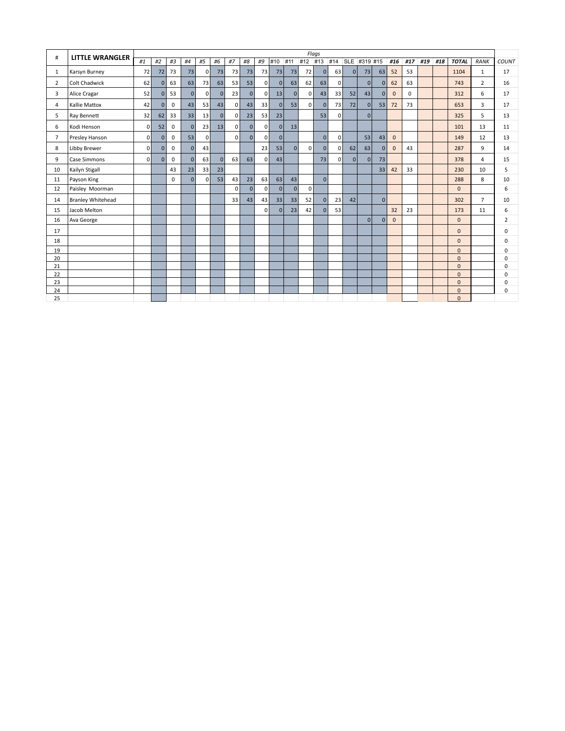| # | LITTLE WRANGLER | Flags | | | | | | | | | | | | | | | | | | | | | | | |
|---|---|---|---|---|---|---|---|---|---|---|---|---|---|---|---|---|---|---|---|---|---|---|---|---|---|
| | | #1 | #2 | #3 | #4 | #5 | #6 | #7 | #8 | #9 | #10 | #11 | #12 | #13 | #14 | SLE | #319 | #15 | #16 | #17 | #19 | #18 | TOTAL | RANK | COUNT |
| 1 | Karsyn Burney | 72 | 72 | 73 | 73 | 0 | 73 | 73 | 73 | 73 | 73 | 73 | 72 | 0 | 63 | 0 | 73 | 63 | 52 | 53 | | | 1104 | 1 | 17 |
| 2 | Colt Chadwick | 62 | 0 | 63 | 63 | 73 | 63 | 53 | 53 | 0 | 0 | 63 | 62 | 63 | 0 | | 0 | 0 | 62 | 63 | | | 743 | 2 | 16 |
| 3 | Alice Cragar | 52 | 0 | 53 | 0 | 0 | 0 | 23 | 0 | 0 | 13 | 0 | 0 | 43 | 33 | 52 | 43 | 0 | 0 | 0 | | | 312 | 6 | 17 |
| 4 | Kallie Mattox | 42 | 0 | 0 | 43 | 53 | 43 | 0 | 43 | 33 | 0 | 53 | 0 | 0 | 73 | 72 | 0 | 53 | 72 | 73 | | | 653 | 3 | 17 |
| 5 | Ray Bennett | 32 | 62 | 33 | 33 | 13 | 0 | 0 | 23 | 53 | 23 | | | 53 | 0 | | 0 | | | | | | 325 | 5 | 13 |
| 6 | Kodi Henson | 0 | 52 | 0 | 0 | 23 | 13 | 0 | 0 | 0 | 0 | 13 | | | | | | | | | | | 101 | 13 | 11 |
| 7 | Presley Hanson | 0 | 0 | 0 | 53 | 0 | | 0 | 0 | 0 | 0 | | | 0 | 0 | | 53 | 43 | 0 | | | | 149 | 12 | 13 |
| 8 | Libby Brewer | 0 | 0 | 0 | 0 | 43 | | | | 23 | 53 | 0 | 0 | 0 | 0 | 62 | 63 | 0 | 0 | 43 | | | 287 | 9 | 14 |
| 9 | Case Simmons | 0 | 0 | 0 | 0 | 63 | 0 | 63 | 63 | 0 | 43 | | | 73 | 0 | 0 | 0 | 73 | | | | | 378 | 4 | 15 |
| 10 | Kailyn Stigall | | | 43 | 23 | 33 | 23 | | | | | | | | | | | 33 | 42 | 33 | | | 230 | 10 | 5 |
| 11 | Payson King | | | 0 | 0 | 0 | 53 | 43 | 23 | 63 | 63 | 43 | | 0 | | | | | | | | | 288 | 8 | 10 |
| 12 | Paisley Moorman | | | | | | | 0 | 0 | 0 | 0 | 0 | 0 | | | | | | | | | | 0 | | 6 |
| 14 | Branley Whitehead | | | | | | | 33 | 43 | 43 | 33 | 33 | 52 | 0 | 23 | 42 | | 0 | | | | | 302 | 7 | 10 |
| 15 | Jacob Melton | | | | | | | | | 0 | 0 | 23 | 42 | 0 | 53 | | | | 32 | 23 | | | 173 | 11 | 6 |
| 16 | Ava George | | | | | | | | | | | | | | | | 0 | 0 | 0 | | | | 0 | | 2 |
| 17 | | | | | | | | | | | | | | | | | | | | | | | 0 | | 0 |
| 18 | | | | | | | | | | | | | | | | | | | | | | | 0 | | 0 |
| 19 | | | | | | | | | | | | | | | | | | | | | | | 0 | | 0 |
| 20 | | | | | | | | | | | | | | | | | | | | | | | 0 | | 0 |
| 21 | | | | | | | | | | | | | | | | | | | | | | | 0 | | 0 |
| 22 | | | | | | | | | | | | | | | | | | | | | | | 0 | | 0 |
| 23 | | | | | | | | | | | | | | | | | | | | | | | 0 | | 0 |
| 24 | | | | | | | | | | | | | | | | | | | | | | | 0 | | 0 |
| 25 | | | | | | | | | | | | | | | | | | | | | | | 0 | | |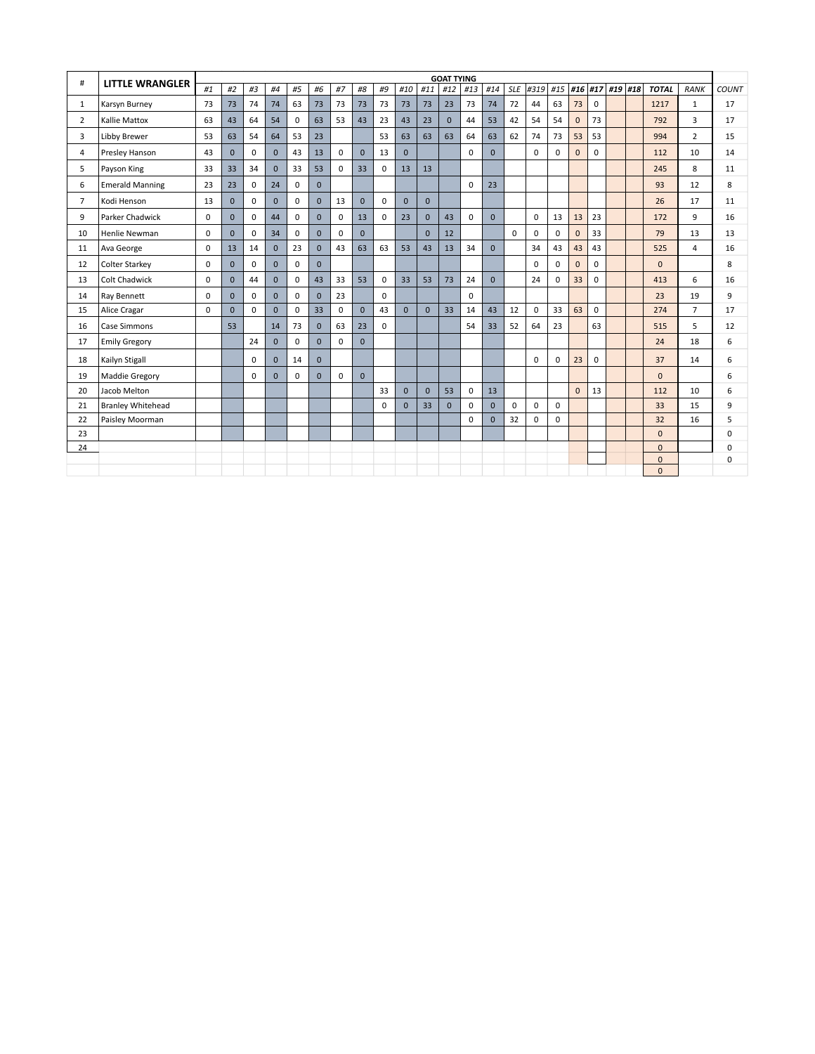| # | LITTLE WRANGLER | GOAT TYING | | | | | | | | | | | | | | | | | | | | | | | COUNT |
|---|---|---|---|---|---|---|---|---|---|---|---|---|---|---|---|---|---|---|---|---|---|---|---|---|---|
| | | #1 | #2 | #3 | #4 | #5 | #6 | #7 | #8 | #9 | #10 | #11 | #12 | #13 | #14 | SLE | #319 | #15 | #16 | #17 | #19 | #18 | TOTAL | RANK | |
| 1 | Karsyn Burney | 73 | 73 | 74 | 74 | 63 | 73 | 73 | 73 | 73 | 73 | 73 | 23 | 73 | 74 | 72 | 44 | 63 | 73 | 0 | | | 1217 | 1 | 17 |
| 2 | Kallie Mattox | 63 | 43 | 64 | 54 | 0 | 63 | 53 | 43 | 23 | 43 | 23 | 0 | 44 | 53 | 42 | 54 | 54 | 0 | 73 | | | 792 | 3 | 17 |
| 3 | Libby Brewer | 53 | 63 | 54 | 64 | 53 | 23 | | | 53 | 63 | 63 | 63 | 64 | 63 | 62 | 74 | 73 | 53 | 53 | | | 994 | 2 | 15 |
| 4 | Presley Hanson | 43 | 0 | 0 | 0 | 43 | 13 | 0 | 0 | 13 | 0 | | | 0 | 0 | | 0 | 0 | 0 | 0 | | | 112 | 10 | 14 |
| 5 | Payson King | 33 | 33 | 34 | 0 | 33 | 53 | 0 | 33 | 0 | 13 | 13 | | | | | | | | | | | 245 | 8 | 11 |
| 6 | Emerald Manning | 23 | 23 | 0 | 24 | 0 | 0 | | | | | | | 0 | 23 | | | | | | | | 93 | 12 | 8 |
| 7 | Kodi Henson | 13 | 0 | 0 | 0 | 0 | 0 | 13 | 0 | 0 | 0 | 0 | | | | | | | | | | | 26 | 17 | 11 |
| 9 | Parker Chadwick | 0 | 0 | 0 | 44 | 0 | 0 | 0 | 13 | 0 | 23 | 0 | 43 | 0 | 0 | | 0 | 13 | 13 | 23 | | | 172 | 9 | 16 |
| 10 | Henlie Newman | 0 | 0 | 0 | 34 | 0 | 0 | 0 | 0 | | | 0 | 12 | | | 0 | 0 | 0 | 0 | 33 | | | 79 | 13 | 13 |
| 11 | Ava George | 0 | 13 | 14 | 0 | 23 | 0 | 43 | 63 | 63 | 53 | 43 | 13 | 34 | 0 | | 34 | 43 | 43 | 43 | | | 525 | 4 | 16 |
| 12 | Colter Starkey | 0 | 0 | 0 | 0 | 0 | 0 | | | | | | | | | | 0 | 0 | 0 | 0 | | | 0 | | 8 |
| 13 | Colt Chadwick | 0 | 0 | 44 | 0 | 0 | 43 | 33 | 53 | 0 | 33 | 53 | 73 | 24 | 0 | | 24 | 0 | 33 | 0 | | | 413 | 6 | 16 |
| 14 | Ray Bennett | 0 | 0 | 0 | 0 | 0 | 0 | 23 | | 0 | | | | 0 | | | | | | | | | 23 | 19 | 9 |
| 15 | Alice Cragar | 0 | 0 | 0 | 0 | 0 | 33 | 0 | 0 | 43 | 0 | 0 | 33 | 14 | 43 | 12 | 0 | 33 | 63 | 0 | | | 274 | 7 | 17 |
| 16 | Case Simmons | | 53 | | 14 | 73 | 0 | 63 | 23 | 0 | | | | 54 | 33 | 52 | 64 | 23 | | 63 | | | 515 | 5 | 12 |
| 17 | Emily Gregory | | | 24 | 0 | 0 | 0 | 0 | 0 | | | | | | | | | | | | | | 24 | 18 | 6 |
| 18 | Kailyn Stigall | | | 0 | 0 | 14 | 0 | | | | | | | | | | 0 | 0 | 23 | 0 | | | 37 | 14 | 6 |
| 19 | Maddie Gregory | | | 0 | 0 | 0 | 0 | 0 | 0 | | | | | | | | | | | | | | 0 | | 6 |
| 20 | Jacob Melton | | | | | | | | | 33 | 0 | 0 | 53 | 0 | 13 | | | | 0 | 13 | | | 112 | 10 | 6 |
| 21 | Branley Whitehead | | | | | | | | | 0 | 0 | 33 | 0 | 0 | 0 | 0 | 0 | 0 | | | | | 33 | 15 | 9 |
| 22 | Paisley Moorman | | | | | | | | | | | | | 0 | 0 | 32 | 0 | 0 | | | | | 32 | 16 | 5 |
| 23 | | | | | | | | | | | | | | | | | | | | | | | 0 | | 0 |
| 24 | | | | | | | | | | | | | | | | | | | | | | | 0 | | 0 |
| | | | | | | | | | | | | | | | | | | | | | | | 0 | | 0 |
| | | | | | | | | | | | | | | | | | | | | | | | 0 | | |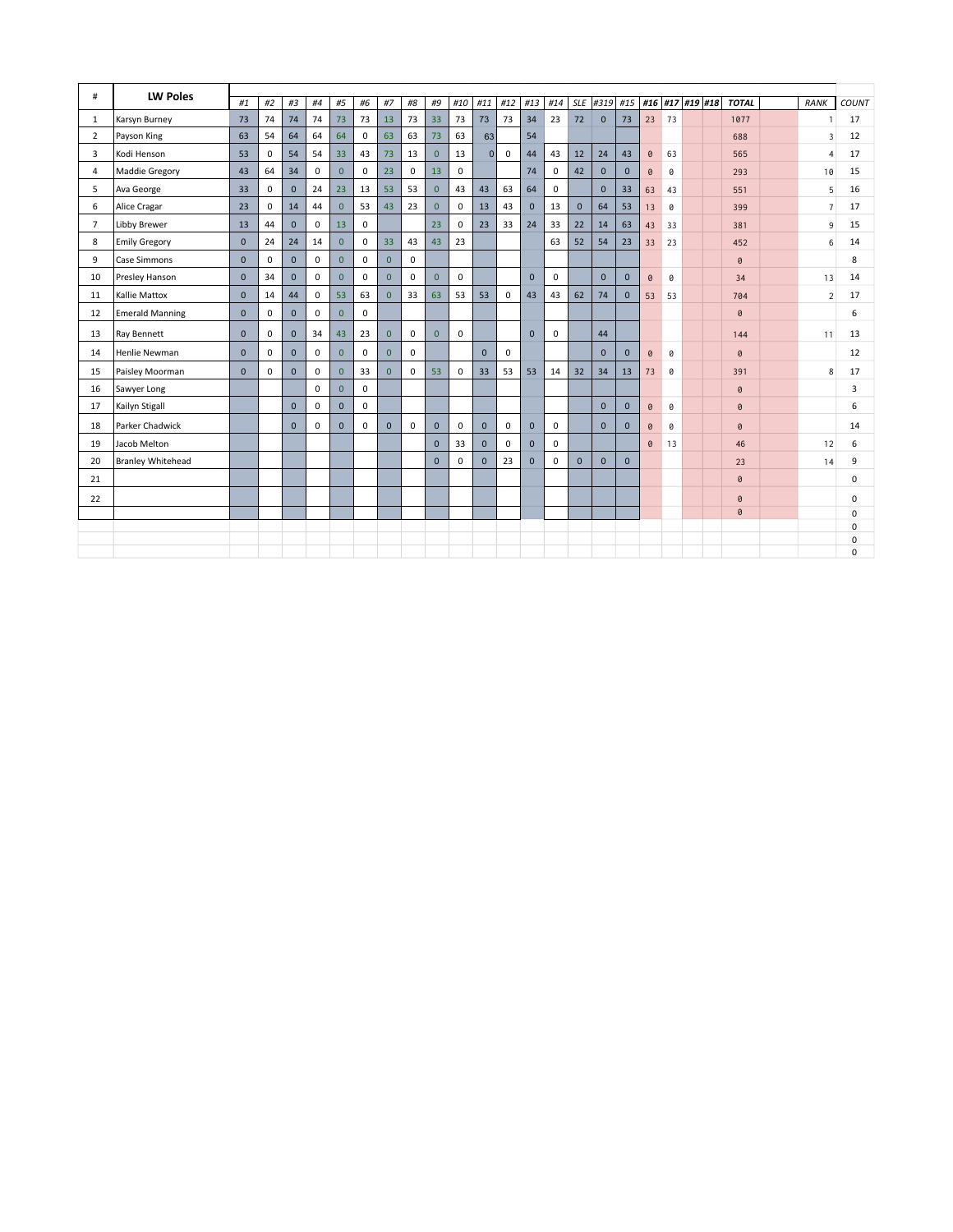| # | LW Poles | #1 | #2 | #3 | #4 | #5 | #6 | #7 | #8 | #9 | #10 | #11 | #12 | #13 | #14 | SLE | #319 | #15 | #16 | #17 | #19 | #18 | TOTAL | | RANK | COUNT |
|---|---|---|---|---|---|---|---|---|---|---|---|---|---|---|---|---|---|---|---|---|---|---|---|---|---|---|
| 1 | Karsyn Burney | 73 | 74 | 74 | 74 | 73 | 73 | 13 | 73 | 33 | 73 | 73 | 73 | 34 | 23 | 72 | 0 | 73 | 23 | 73 | | | 1077 | | 1 | 17 |
| 2 | Payson King | 63 | 54 | 64 | 64 | 64 | 0 | 63 | 63 | 73 | 63 | 63 | | 54 | | | | | | | | | 688 | | 3 | 12 |
| 3 | Kodi Henson | 53 | 0 | 54 | 54 | 33 | 43 | 73 | 13 | 0 | 13 | 0 | 0 | 44 | 43 | 12 | 24 | 43 | 0 | 63 | | | 565 | | 4 | 17 |
| 4 | Maddie Gregory | 43 | 64 | 34 | 0 | 0 | 0 | 23 | 0 | 13 | 0 | | | 74 | 0 | 42 | 0 | 0 | 0 | 0 | | | 293 | | 10 | 15 |
| 5 | Ava George | 33 | 0 | 0 | 24 | 23 | 13 | 53 | 53 | 0 | 43 | 43 | 63 | 64 | 0 | | 0 | 33 | 63 | 43 | | | 551 | | 5 | 16 |
| 6 | Alice Cragar | 23 | 0 | 14 | 44 | 0 | 53 | 43 | 23 | 0 | 0 | 13 | 43 | 0 | 13 | 0 | 64 | 53 | 13 | 0 | | | 399 | | 7 | 17 |
| 7 | Libby Brewer | 13 | 44 | 0 | 0 | 13 | 0 | | | 23 | 0 | 23 | 33 | 24 | 33 | 22 | 14 | 63 | 43 | 33 | | | 381 | | 9 | 15 |
| 8 | Emily Gregory | 0 | 24 | 24 | 14 | 0 | 0 | 33 | 43 | 43 | 23 | | | | 63 | 52 | 54 | 23 | 33 | 23 | | | 452 | | 6 | 14 |
| 9 | Case Simmons | 0 | 0 | 0 | 0 | 0 | 0 | 0 | 0 | | | | | | | | | | | | | | 0 | | | 8 |
| 10 | Presley Hanson | 0 | 34 | 0 | 0 | 0 | 0 | 0 | 0 | 0 | 0 | | | 0 | 0 | | 0 | 0 | 0 | 0 | | | 34 | | 13 | 14 |
| 11 | Kallie Mattox | 0 | 14 | 44 | 0 | 53 | 63 | 0 | 33 | 63 | 53 | 53 | 0 | 43 | 43 | 62 | 74 | 0 | 53 | 53 | | | 704 | | 2 | 17 |
| 12 | Emerald Manning | 0 | 0 | 0 | 0 | 0 | 0 | | | | | | | | | | | | | | | | 0 | | | 6 |
| 13 | Ray Bennett | 0 | 0 | 0 | 34 | 43 | 23 | 0 | 0 | 0 | 0 | | | 0 | 0 | | 44 | | | | | | 144 | | 11 | 13 |
| 14 | Henlie Newman | 0 | 0 | 0 | 0 | 0 | 0 | 0 | 0 | | | 0 | 0 | | | | 0 | 0 | 0 | 0 | | | 0 | | | 12 |
| 15 | Paisley Moorman | 0 | 0 | 0 | 0 | 0 | 33 | 0 | 0 | 53 | 0 | 33 | 53 | 53 | 14 | 32 | 34 | 13 | 73 | 0 | | | 391 | | 8 | 17 |
| 16 | Sawyer Long | | | | 0 | 0 | 0 | | | | | | | | | | | | | | | | 0 | | | 3 |
| 17 | Kailyn Stigall | | | 0 | 0 | 0 | 0 | | | | | | | | | | 0 | 0 | 0 | 0 | | | 0 | | | 6 |
| 18 | Parker Chadwick | | | 0 | 0 | 0 | 0 | 0 | 0 | 0 | 0 | 0 | 0 | 0 | 0 | | 0 | 0 | 0 | 0 | | | 0 | | | 14 |
| 19 | Jacob Melton | | | | | | | | | 0 | 33 | 0 | 0 | 0 | 0 | | | | 0 | 13 | | | 46 | | 12 | 6 |
| 20 | Branley Whitehead | | | | | | | | | 0 | 0 | 0 | 23 | 0 | 0 | 0 | 0 | 0 | | | | | 23 | | 14 | 9 |
| 21 | | | | | | | | | | | | | | | | | | | | | | | 0 | | | 0 |
| 22 | | | | | | | | | | | | | | | | | | | | | | | 0 | | | 0 |
| | | | | | | | | | | | | | | | | | | | | | | | 0 | | | 0 |
| | | | | | | | | | | | | | | | | | | | | | | | | | | 0 |
| | | | | | | | | | | | | | | | | | | | | | | | | | | 0 |
| | | | | | | | | | | | | | | | | | | | | | | | | | | 0 |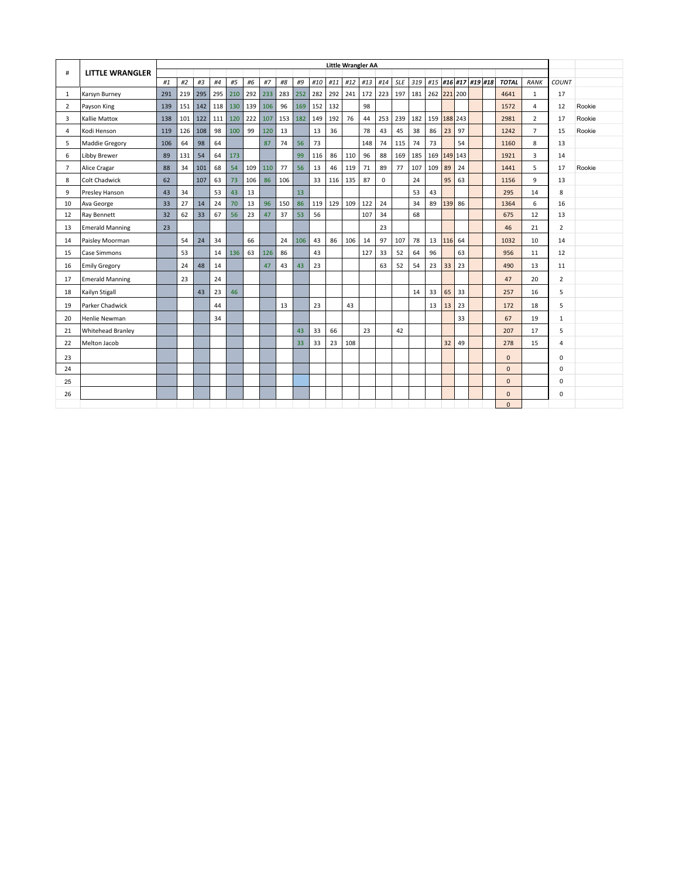| # | LITTLE WRANGLER | Little Wrangler AA | | | | | | | | | | | | | | | | | | | | | | | | |
|---|---|---|---|---|---|---|---|---|---|---|---|---|---|---|---|---|---|---|---|---|---|---|---|---|---|---|
| | | *#1* | *#2* | *#3* | *#4* | *#5* | *#6* | *#7* | *#8* | *#9* | *#10* | *#11* | *#12* | *#13* | *#14* | *SLE* | *319* | *#15* | ***#16*** | ***#17*** | ***#19*** | ***#18*** | ***TOTAL*** | *RANK* | *COUNT* | |
| 1 | Karsyn Burney | 291 | 219 | 295 | 295 | 210 | 292 | 233 | 283 | 252 | 282 | 292 | 241 | 172 | 223 | 197 | 181 | 262 | 221 | 200 | | | 4641 | 1 | 17 | |
| 2 | Payson King | 139 | 151 | 142 | 118 | 130 | 139 | 106 | 96 | 169 | 152 | 132 | | 98 | | | | | | | | | 1572 | 4 | 12 | Rookie |
| 3 | Kallie Mattox | 138 | 101 | 122 | 111 | 120 | 222 | 107 | 153 | 182 | 149 | 192 | 76 | 44 | 253 | 239 | 182 | 159 | 188 | 243 | | | 2981 | 2 | 17 | Rookie |
| 4 | Kodi Henson | 119 | 126 | 108 | 98 | 100 | 99 | 120 | 13 | | 13 | 36 | | 78 | 43 | 45 | 38 | 86 | 23 | 97 | | | 1242 | 7 | 15 | Rookie |
| 5 | Maddie Gregory | 106 | 64 | 98 | 64 | | | 87 | 74 | 56 | 73 | | | 148 | 74 | 115 | 74 | 73 | | 54 | | | 1160 | 8 | 13 | |
| 6 | Libby Brewer | 89 | 131 | 54 | 64 | 173 | | | | 99 | 116 | 86 | 110 | 96 | 88 | 169 | 185 | 169 | 149 | 143 | | | 1921 | 3 | 14 | |
| 7 | Alice Cragar | 88 | 34 | 101 | 68 | 54 | 109 | 110 | 77 | 56 | 13 | 46 | 119 | 71 | 89 | 77 | 107 | 109 | 89 | 24 | | | 1441 | 5 | 17 | Rookie |
| 8 | Colt Chadwick | 62 | | 107 | 63 | 73 | 106 | 86 | 106 | | 33 | 116 | 135 | 87 | 0 | | 24 | | 95 | 63 | | | 1156 | 9 | 13 | |
| 9 | Presley Hanson | 43 | 34 | | 53 | 43 | 13 | | | 13 | | | | | | | 53 | 43 | | | | | 295 | 14 | 8 | |
| 10 | Ava George | 33 | 27 | 14 | 24 | 70 | 13 | 96 | 150 | 86 | 119 | 129 | 109 | 122 | 24 | | 34 | 89 | 139 | 86 | | | 1364 | 6 | 16 | |
| 12 | Ray Bennett | 32 | 62 | 33 | 67 | 56 | 23 | 47 | 37 | 53 | 56 | | | 107 | 34 | | 68 | | | | | | 675 | 12 | 13 | |
| 13 | Emerald Manning | 23 | | | | | | | | | | | | | 23 | | | | | | | | 46 | 21 | 2 | |
| 14 | Paisley Moorman | | 54 | 24 | 34 | | 66 | | 24 | 106 | 43 | 86 | 106 | 14 | 97 | 107 | 78 | 13 | 116 | 64 | | | 1032 | 10 | 14 | |
| 15 | Case Simmons | | 53 | | 14 | 136 | 63 | 126 | 86 | | 43 | | | 127 | 33 | 52 | 64 | 96 | | 63 | | | 956 | 11 | 12 | |
| 16 | Emily Gregory | | 24 | 48 | 14 | | | 47 | 43 | 43 | 23 | | | | 63 | 52 | 54 | 23 | 33 | 23 | | | 490 | 13 | 11 | |
| 17 | Emerald Manning | | 23 | | 24 | | | | | | | | | | | | | | | | | | 47 | 20 | 2 | |
| 18 | Kailyn Stigall | | | 43 | 23 | 46 | | | | | | | | | | | 14 | 33 | 65 | 33 | | | 257 | 16 | 5 | |
| 19 | Parker Chadwick | | | | 44 | | | | 13 | | 23 | | 43 | | | | | 13 | 13 | 23 | | | 172 | 18 | 5 | |
| 20 | Henlie Newman | | | | 34 | | | | | | | | | | | | | | | 33 | | | 67 | 19 | 1 | |
| 21 | Whitehead Branley | | | | | | | | | 43 | 33 | 66 | | 23 | | 42 | | | | | | | 207 | 17 | 5 | |
| 22 | Melton Jacob | | | | | | | | | 33 | 33 | 23 | 108 | | | | | | 32 | 49 | | | 278 | 15 | 4 | |
| 23 | | | | | | | | | | | | | | | | | | | | | | | 0 | | 0 | |
| 24 | | | | | | | | | | | | | | | | | | | | | | | 0 | | 0 | |
| 25 | | | | | | | | | | | | | | | | | | | | | | | 0 | | 0 | |
| 26 | | | | | | | | | | | | | | | | | | | | | | | 0 | | 0 | |
| | | | | | | | | | | | | | | | | | | | | | | | 0 | | | |